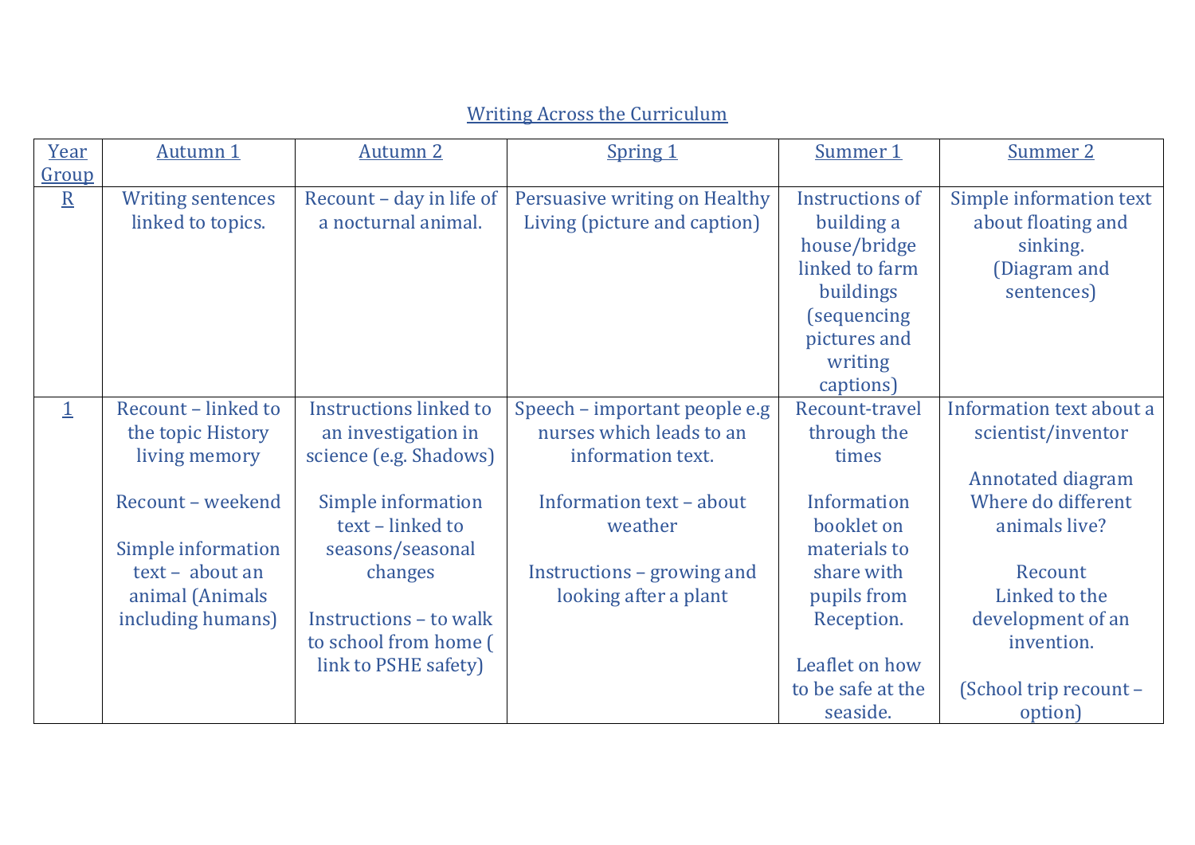## Writing Across the Curriculum

| Year Group | Autumn 1 | Autumn 2 | Spring 1 | Summer 1 | Summer 2 |
|---|---|---|---|---|---|
| R | Writing sentences linked to topics. | Recount – day in life of a nocturnal animal. | Persuasive writing on Healthy Living (picture and caption) | Instructions of building a house/bridge linked to farm buildings (sequencing pictures and writing captions) | Simple information text about floating and sinking. (Diagram and sentences) |
| 1 | Recount – linked to the topic History living memory<br><br>Recount – weekend<br><br>Simple information text – about an animal (Animals including humans) | Instructions linked to an investigation in science (e.g. Shadows)<br><br>Simple information text – linked to seasons/seasonal changes<br><br>Instructions – to walk to school from home ( link to PSHE safety) | Speech – important people e.g nurses which leads to an information text.<br><br>Information text – about weather<br><br>Instructions – growing and looking after a plant | Recount-travel through the times<br><br>Information booklet on materials to share with pupils from Reception.<br><br>Leaflet on how to be safe at the seaside. | Information text about a scientist/inventor<br><br>Annotated diagram Where do different animals live?<br><br>Recount Linked to the development of an invention.<br><br>(School trip recount – option) |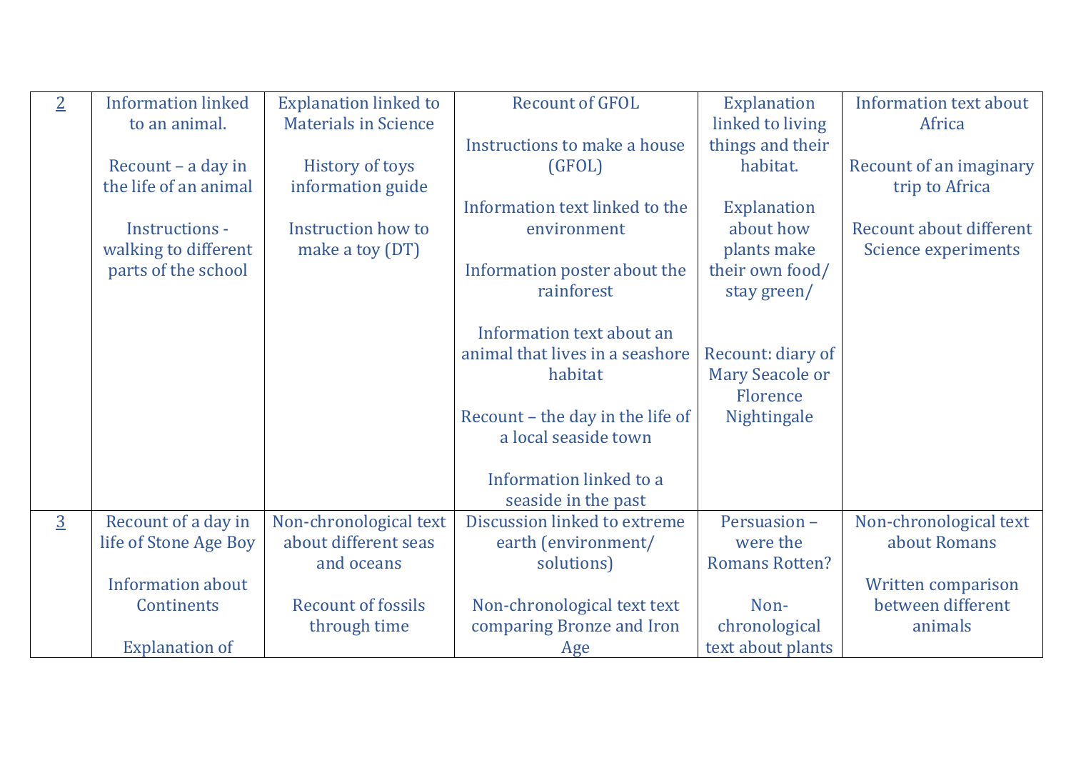| | | | | | |
|---|---|---|---|---|---|
| 2 | Information linked to an animal.<br><br>Recount – a day in the life of an animal<br><br>Instructions - walking to different parts of the school | Explanation linked to Materials in Science<br><br>History of toys information guide<br><br>Instruction how to make a toy (DT) | Recount of GFOL<br><br>Instructions to make a house (GFOL)<br><br>Information text linked to the environment<br><br>Information poster about the rainforest<br><br>Information text about an animal that lives in a seashore habitat<br><br>Recount – the day in the life of a local seaside town<br><br>Information linked to a seaside in the past | Explanation linked to living things and their habitat.<br><br>Explanation about how plants make their own food/ stay green/<br><br>Recount: diary of Mary Seacole or Florence Nightingale | Information text about Africa<br><br>Recount of an imaginary trip to Africa<br><br>Recount about different Science experiments |
| 3 | Recount of a day in life of Stone Age Boy<br><br>Information about Continents<br><br>Explanation of | Non-chronological text about different seas and oceans<br><br>Recount of fossils through time | Discussion linked to extreme earth (environment/ solutions)<br><br>Non-chronological text text comparing Bronze and Iron Age | Persuasion – were the Romans Rotten?<br><br>Non-chronological text about plants | Non-chronological text about Romans<br><br>Written comparison between different animals |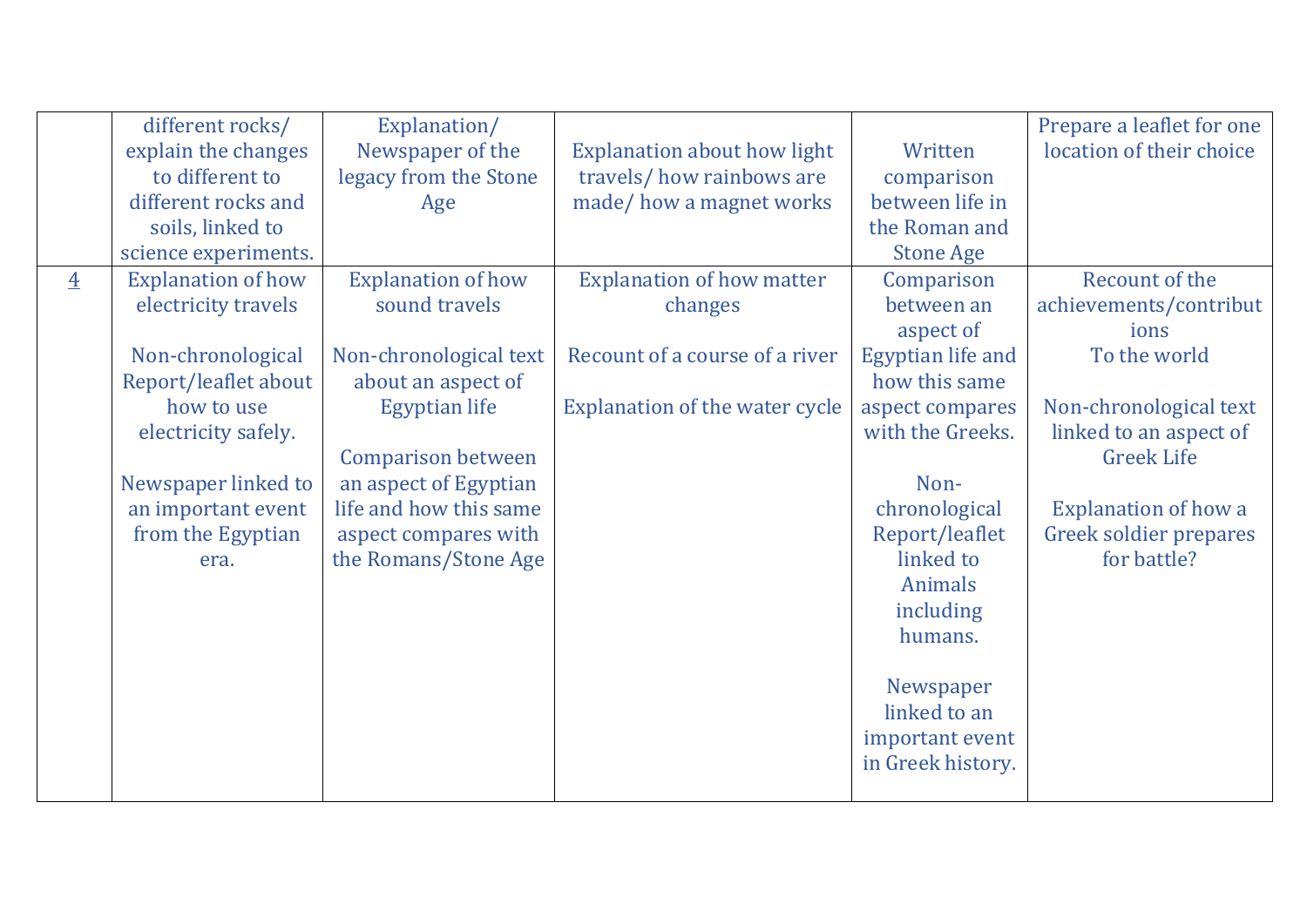| | | | | | |
|---|---|---|---|---|---|
| | different rocks/ explain the changes to different to different rocks and soils, linked to science experiments. | Explanation/ Newspaper of the legacy from the Stone Age | Explanation about how light travels/ how rainbows are made/ how a magnet works | Written comparison between life in the Roman and Stone Age | Prepare a leaflet for one location of their choice |
| 4 | Explanation of how electricity travels<br><br>Non-chronological Report/leaflet about how to use electricity safely.<br><br>Newspaper linked to an important event from the Egyptian era. | Explanation of how sound travels<br><br>Non-chronological text about an aspect of Egyptian life<br><br>Comparison between an aspect of Egyptian life and how this same aspect compares with the Romans/Stone Age | Explanation of how matter changes<br><br>Recount of a course of a river<br><br>Explanation of the water cycle | Comparison between an aspect of Egyptian life and how this same aspect compares with the Greeks.<br><br>Non-chronological Report/leaflet linked to Animals including humans.<br><br>Newspaper linked to an important event in Greek history. | Recount of the achievements/contributions To the world<br><br>Non-chronological text linked to an aspect of Greek Life<br><br>Explanation of how a Greek soldier prepares for battle? |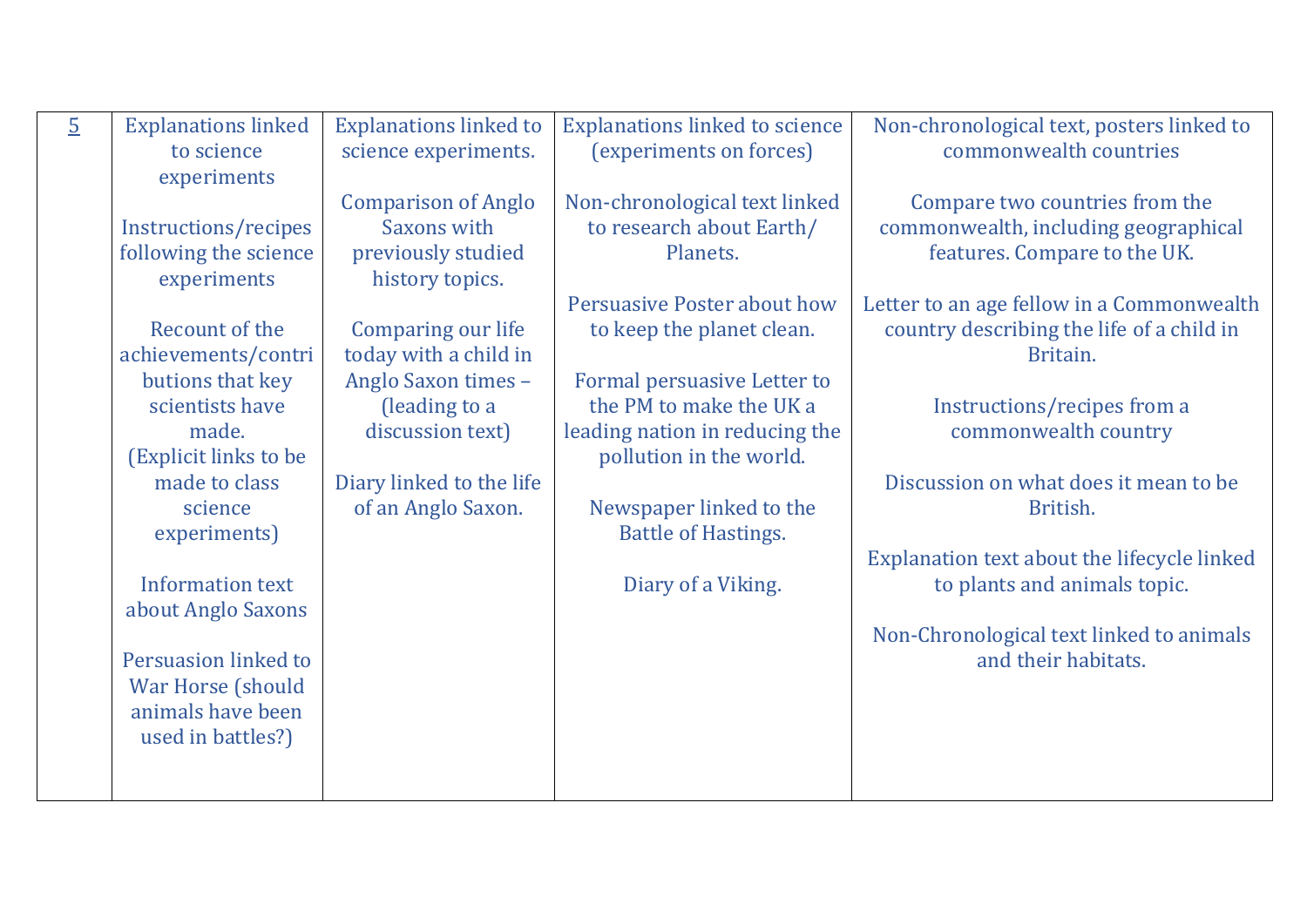| 5 | Explanations linked to science experiments<br><br>Instructions/recipes following the science experiments<br><br>Recount of the achievements/contributions that key scientists have made.<br>(Explicit links to be made to class science experiments)<br><br>Information text about Anglo Saxons<br><br>Persuasion linked to War Horse (should animals have been used in battles?) | Explanations linked to science experiments.<br><br>Comparison of Anglo Saxons with previously studied history topics.<br><br>Comparing our life today with a child in Anglo Saxon times – (leading to a discussion text)<br><br>Diary linked to the life of an Anglo Saxon. | Explanations linked to science (experiments on forces)<br><br>Non-chronological text linked to research about Earth/ Planets.<br><br>Persuasive Poster about how to keep the planet clean.<br><br>Formal persuasive Letter to the PM to make the UK a leading nation in reducing the pollution in the world.<br><br>Newspaper linked to the Battle of Hastings.<br><br>Diary of a Viking. | Non-chronological text, posters linked to commonwealth countries<br><br>Compare two countries from the commonwealth, including geographical features. Compare to the UK.<br><br>Letter to an age fellow in a Commonwealth country describing the life of a child in Britain.<br><br>Instructions/recipes from a commonwealth country<br><br>Discussion on what does it mean to be British.<br><br>Explanation text about the lifecycle linked to plants and animals topic.<br><br>Non-Chronological text linked to animals and their habitats. |
|---|---|---|---|---|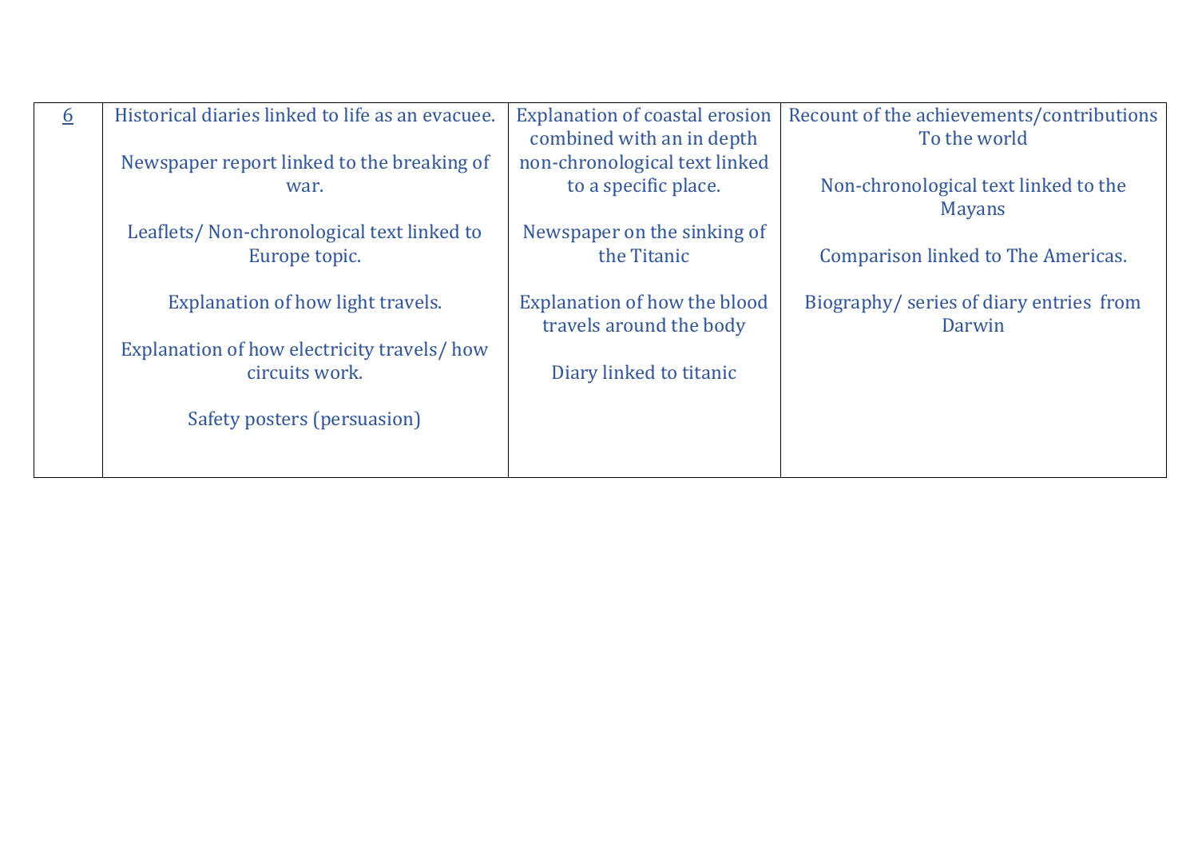| | | | |
|---|---|---|---|
| 6 | Historical diaries linked to life as an evacuee.<br><br>Newspaper report linked to the breaking of war.<br><br>Leaflets/ Non-chronological text linked to Europe topic.<br><br>Explanation of how light travels.<br><br>Explanation of how electricity travels/ how circuits work.<br><br>Safety posters (persuasion) | Explanation of coastal erosion combined with an in depth non-chronological text linked to a specific place.<br><br>Newspaper on the sinking of the Titanic<br><br>Explanation of how the blood travels around the body<br><br>Diary linked to titanic | Recount of the achievements/contributions To the world<br><br>Non-chronological text linked to the Mayans<br><br>Comparison linked to The Americas.<br><br>Biography/ series of diary entries from Darwin |